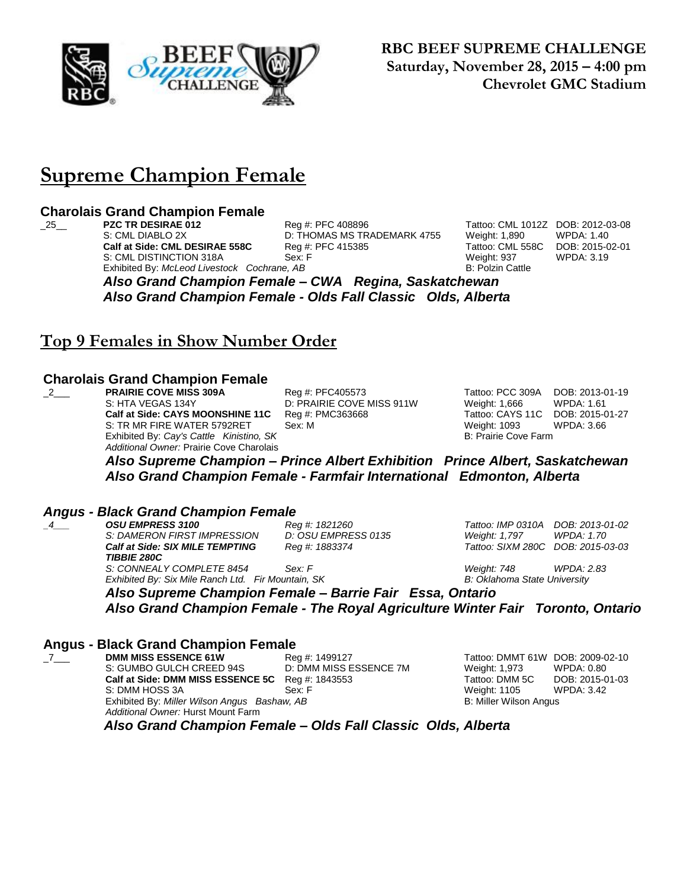**RBC BEEF SUPREME CHALLENGE**
**Saturday, November 28, 2015 – 4:00 pm**
**Chevrolet GMC Stadium**

# Supreme Champion Female

### Charolais Grand Champion Female

_25__ **PZC TR DESIRAE 012** Reg #: PFC 408896 Tattoo: CML 1012Z DOB: 2012-03-08
S: CML DIABLO 2X D: THOMAS MS TRADEMARK 4755 Weight: 1,890 WPDA: 1.40
**Calf at Side: CML DESIRAE 558C** Reg #: PFC 415385 Tattoo: CML 558C DOB: 2015-02-01
S: CML DISTINCTION 318A Sex: F Weight: 937 WPDA: 3.19
Exhibited By: *McLeod Livestock Cochrane, AB* B: Polzin Cattle

***Also Grand Champion Female – CWA Regina, Saskatchewan***
***Also Grand Champion Female - Olds Fall Classic Olds, Alberta***

## Top 9 Females in Show Number Order

### Charolais Grand Champion Female

_2___ **PRAIRIE COVE MISS 309A** Reg #: PFC405573 Tattoo: PCC 309A DOB: 2013-01-19
S: HTA VEGAS 134Y D: PRAIRIE COVE MISS 911W Weight: 1,666 WPDA: 1.61
**Calf at Side: CAYS MOONSHINE 11C** Reg #: PMC363668 Tattoo: CAYS 11C DOB: 2015-01-27
S: TR MR FIRE WATER 5792RET Sex: M Weight: 1093 WPDA: 3.66
Exhibited By: *Cay's Cattle Kinistino, SK* B: Prairie Cove Farm
*Additional Owner:* Prairie Cove Charolais

***Also Supreme Champion – Prince Albert Exhibition Prince Albert, Saskatchewan***
***Also Grand Champion Female - Farmfair International Edmonton, Alberta***

### *Angus - Black Grand Champion Female*

*_4___* ***OSU EMPRESS 3100*** *Reg #: 1821260* *Tattoo: IMP 0310A* *DOB: 2013-01-02*
*S: DAMERON FIRST IMPRESSION* *D: OSU EMPRESS 0135* *Weight: 1,797* *WPDA: 1.70*
***Calf at Side: SIX MILE TEMPTING TIBBIE 280C*** *Reg #: 1883374* *Tattoo: SIXM 280C* *DOB: 2015-03-03*
*S: CONNEALY COMPLETE 8454* *Sex: F* *Weight: 748* *WPDA: 2.83*
*Exhibited By: Six Mile Ranch Ltd. Fir Mountain, SK* *B: Oklahoma State University*

***Also Supreme Champion Female – Barrie Fair Essa, Ontario***
***Also Grand Champion Female - The Royal Agriculture Winter Fair Toronto, Ontario***

### Angus - Black Grand Champion Female

_7___ **DMM MISS ESSENCE 61W** Reg #: 1499127 Tattoo: DMMT 61W DOB: 2009-02-10
S: GUMBO GULCH CREED 94S D: DMM MISS ESSENCE 7M Weight: 1,973 WPDA: 0.80
**Calf at Side: DMM MISS ESSENCE 5C** Reg #: 1843553 Tattoo: DMM 5C DOB: 2015-01-03
S: DMM HOSS 3A Sex: F Weight: 1105 WPDA: 3.42
Exhibited By: *Miller Wilson Angus Bashaw, AB* B: Miller Wilson Angus
*Additional Owner:* Hurst Mount Farm

***Also Grand Champion Female – Olds Fall Classic Olds, Alberta***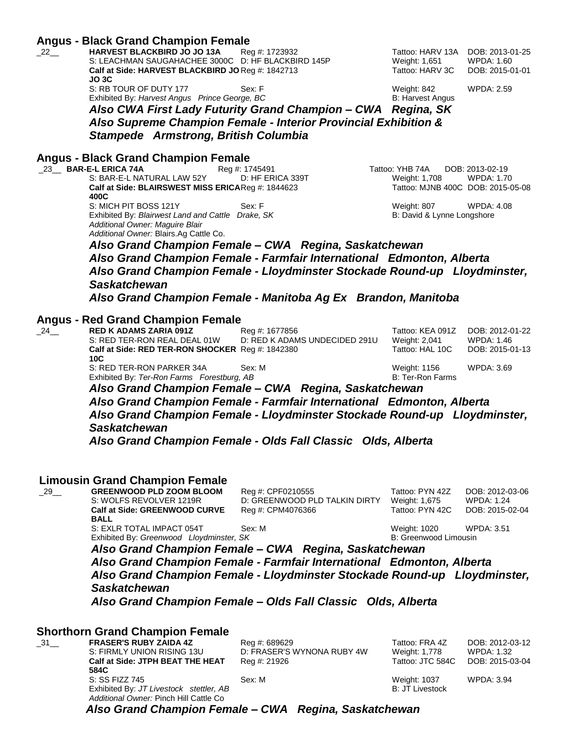## Angus - Black Grand Champion Female

_22__ **HARVEST BLACKBIRD JO JO 13A** Reg #: 1723932 Tattoo: HARV 13A DOB: 2013-01-25
S: LEACHMAN SAUGAHACHEE 3000C D: HF BLACKBIRD 145P Weight: 1,651 WPDA: 1.60
**Calf at Side: HARVEST BLACKBIRD JO JO 3C** Reg #: 1842713 Tattoo: HARV 3C DOB: 2015-01-01
S: RB TOUR OF DUTY 177 Sex: F Weight: 842 WPDA: 2.59
Exhibited By: *Harvest Angus Prince George, BC* B: Harvest Angus

***Also CWA First Lady Futurity Grand Champion – CWA Regina, SK***
***Also Supreme Champion Female - Interior Provincial Exhibition & Stampede Armstrong, British Columbia***

## Angus - Black Grand Champion Female

_23__ **BAR-E-L ERICA 74A** Reg #: 1745491 Tattoo: YHB 74A DOB: 2013-02-19
S: BAR-E-L NATURAL LAW 52Y D: HF ERICA 339T Weight: 1,708 WPDA: 1.70
**Calf at Side: BLAIRSWEST MISS ERICA 400C** Reg #: 1844623 Tattoo: MJNB 400C DOB: 2015-05-08
S: MICH PIT BOSS 121Y Sex: F Weight: 807 WPDA: 4.08
Exhibited By: *Blairwest Land and Cattle Drake, SK* B: David & Lynne Longshore
*Additional Owner: Maguire Blair*
*Additional Owner:* Blairs.Ag Cattle Co.

***Also Grand Champion Female – CWA Regina, Saskatchewan***
***Also Grand Champion Female - Farmfair International Edmonton, Alberta***
***Also Grand Champion Female - Lloydminster Stockade Round-up Lloydminster, Saskatchewan***
***Also Grand Champion Female - Manitoba Ag Ex Brandon, Manitoba***

## Angus - Red Grand Champion Female

_24__ **RED K ADAMS ZARIA 091Z** Reg #: 1677856 Tattoo: KEA 091Z DOB: 2012-01-22
S: RED TER-RON REAL DEAL 01W D: RED K ADAMS UNDECIDED 291U Weight: 2,041 WPDA: 1.46
**Calf at Side: RED TER-RON SHOCKER 10C** Reg #: 1842380 Tattoo: HAL 10C DOB: 2015-01-13
S: RED TER-RON PARKER 34A Sex: M Weight: 1156 WPDA: 3.69
Exhibited By: *Ter-Ron Farms Forestburg, AB* B: Ter-Ron Farms

***Also Grand Champion Female – CWA Regina, Saskatchewan***
***Also Grand Champion Female - Farmfair International Edmonton, Alberta***
***Also Grand Champion Female - Lloydminster Stockade Round-up Lloydminster, Saskatchewan***
***Also Grand Champion Female - Olds Fall Classic Olds, Alberta***

## Limousin Grand Champion Female

_29__ **GREENWOOD PLD ZOOM BLOOM** Reg #: CPF0210555 Tattoo: PYN 42Z DOB: 2012-03-06
S: WOLFS REVOLVER 1219R D: GREENWOOD PLD TALKIN DIRTY Weight: 1,675 WPDA: 1.24
**Calf at Side: GREENWOOD CURVE BALL** Reg #: CPM4076366 Tattoo: PYN 42C DOB: 2015-02-04
S: EXLR TOTAL IMPACT 054T Sex: M Weight: 1020 WPDA: 3.51
Exhibited By: *Greenwood Lloydminster, SK* B: Greenwood Limousin

***Also Grand Champion Female – CWA Regina, Saskatchewan***
***Also Grand Champion Female - Farmfair International Edmonton, Alberta***
***Also Grand Champion Female - Lloydminster Stockade Round-up Lloydminster, Saskatchewan***
***Also Grand Champion Female – Olds Fall Classic Olds, Alberta***

## Shorthorn Grand Champion Female

_31__ **FRASER'S RUBY ZAIDA 4Z** Reg #: 689629 Tattoo: FRA 4Z DOB: 2012-03-12
S: FIRMLY UNION RISING 13U D: FRASER'S WYNONA RUBY 4W Weight: 1,778 WPDA: 1.32
**Calf at Side: JTPH BEAT THE HEAT 584C** Reg #: 21926 Tattoo: JTC 584C DOB: 2015-03-04
S: SS FIZZ 745 Sex: M Weight: 1037 WPDA: 3.94
Exhibited By: *JT Livestock stettler, AB* B: JT Livestock
*Additional Owner:* Pinch Hill Cattle Co

***Also Grand Champion Female – CWA Regina, Saskatchewan***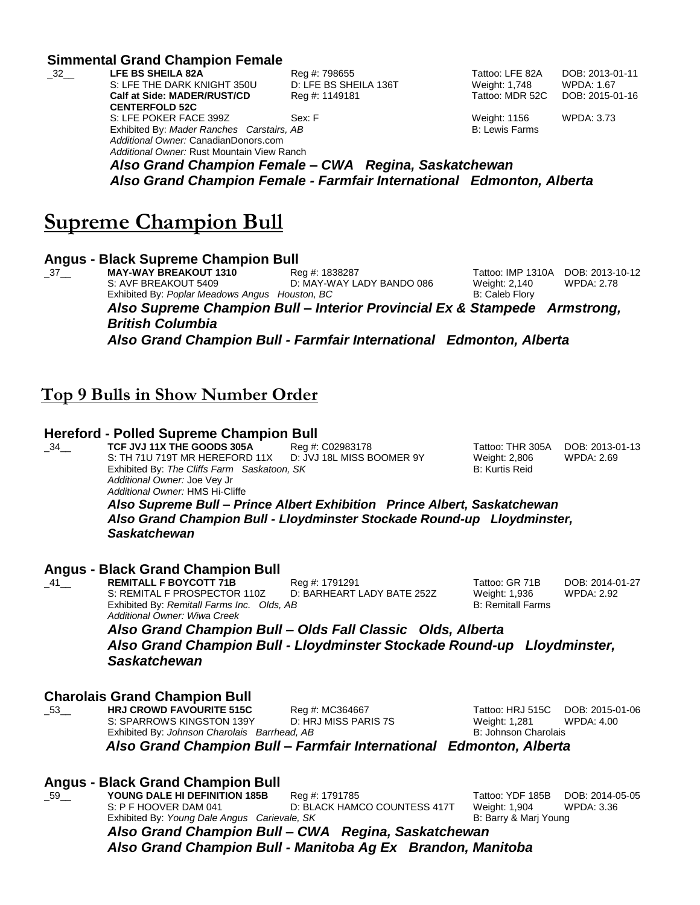### Simmental Grand Champion Female

_32__ **LFE BS SHEILA 82A** Reg #: 798655 Tattoo: LFE 82A DOB: 2013-01-11
S: LFE THE DARK KNIGHT 350U D: LFE BS SHEILA 136T Weight: 1,748 WPDA: 1.67
**Calf at Side: MADER/RUST/CD CENTERFOLD 52C** Reg #: 1149181 Tattoo: MDR 52C DOB: 2015-01-16
S: LFE POKER FACE 399Z Sex: F Weight: 1156 WPDA: 3.73
Exhibited By: *Mader Ranches Carstairs, AB* B: Lewis Farms
*Additional Owner:* CanadianDonors.com
*Additional Owner:* Rust Mountain View Ranch

***Also Grand Champion Female – CWA Regina, Saskatchewan***
***Also Grand Champion Female - Farmfair International Edmonton, Alberta***

# Supreme Champion Bull

### Angus - Black Supreme Champion Bull

_37__ **MAY-WAY BREAKOUT 1310** Reg #: 1838287 Tattoo: IMP 1310A DOB: 2013-10-12
S: AVF BREAKOUT 5409 D: MAY-WAY LADY BANDO 086 Weight: 2,140 WPDA: 2.78
Exhibited By: *Poplar Meadows Angus Houston, BC* B: Caleb Flory

***Also Supreme Champion Bull – Interior Provincial Ex & Stampede Armstrong, British Columbia***
***Also Grand Champion Bull - Farmfair International Edmonton, Alberta***

## Top 9 Bulls in Show Number Order

### Hereford - Polled Supreme Champion Bull

_34__ **TCF JVJ 11X THE GOODS 305A** Reg #: C02983178 Tattoo: THR 305A DOB: 2013-01-13
S: TH 71U 719T MR HEREFORD 11X D: JVJ 18L MISS BOOMER 9Y Weight: 2,806 WPDA: 2.69
Exhibited By: *The Cliffs Farm Saskatoon, SK* B: Kurtis Reid
*Additional Owner:* Joe Vey Jr
*Additional Owner:* HMS Hi-Cliffe

***Also Supreme Bull – Prince Albert Exhibition Prince Albert, Saskatchewan***
***Also Grand Champion Bull - Lloydminster Stockade Round-up Lloydminster, Saskatchewan***

### Angus - Black Grand Champion Bull

_41__ **REMITALL F BOYCOTT 71B** Reg #: 1791291 Tattoo: GR 71B DOB: 2014-01-27
S: REMITAL F PROSPECTOR 110Z D: BARHEART LADY BATE 252Z Weight: 1,936 WPDA: 2.92
Exhibited By: *Remitall Farms Inc. Olds, AB* B: Remitall Farms
*Additional Owner: Wiwa Creek*

***Also Grand Champion Bull – Olds Fall Classic Olds, Alberta***
***Also Grand Champion Bull - Lloydminster Stockade Round-up Lloydminster, Saskatchewan***

### Charolais Grand Champion Bull

_53__ **HRJ CROWD FAVOURITE 515C** Reg #: MC364667 Tattoo: HRJ 515C DOB: 2015-01-06
S: SPARROWS KINGSTON 139Y D: HRJ MISS PARIS 7S Weight: 1,281 WPDA: 4.00
Exhibited By: *Johnson Charolais Barrhead, AB* B: Johnson Charolais

***Also Grand Champion Bull – Farmfair International Edmonton, Alberta***

### Angus - Black Grand Champion Bull

_59__ **YOUNG DALE HI DEFINITION 185B** Reg #: 1791785 Tattoo: YDF 185B DOB: 2014-05-05
S: P F HOOVER DAM 041 D: BLACK HAMCO COUNTESS 417T Weight: 1,904 WPDA: 3.36
Exhibited By: *Young Dale Angus Carievale, SK* B: Barry & Marj Young

***Also Grand Champion Bull – CWA Regina, Saskatchewan***
***Also Grand Champion Bull - Manitoba Ag Ex Brandon, Manitoba***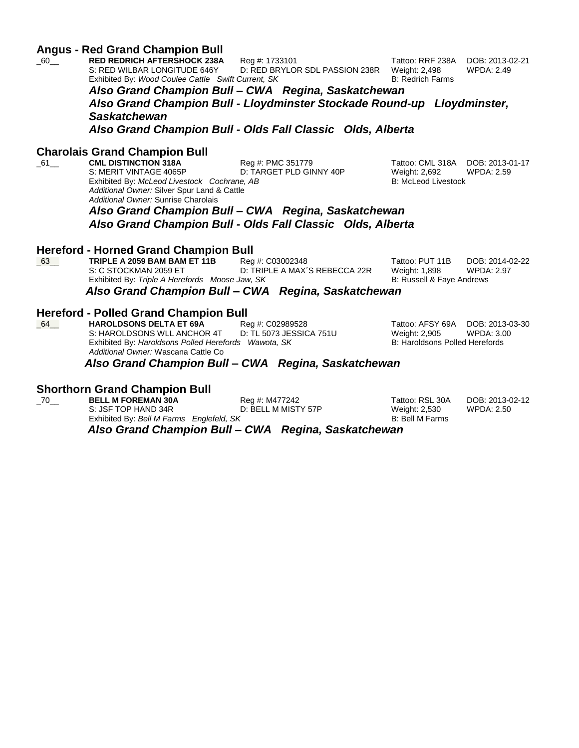## Angus - Red Grand Champion Bull

_60__ **RED REDRICH AFTERSHOCK 238A** Reg #: 1733101 Tattoo: RRF 238A DOB: 2013-02-21
S: RED WILBAR LONGITUDE 646Y D: RED BRYLOR SDL PASSION 238R Weight: 2,498 WPDA: 2.49
Exhibited By: *Wood Coulee Cattle Swift Current, SK* B: Redrich Farms

***Also Grand Champion Bull – CWA Regina, Saskatchewan***
***Also Grand Champion Bull - Lloydminster Stockade Round-up Lloydminster, Saskatchewan***
***Also Grand Champion Bull - Olds Fall Classic Olds, Alberta***

## Charolais Grand Champion Bull

_61__ **CML DISTINCTION 318A** Reg #: PMC 351779 Tattoo: CML 318A DOB: 2013-01-17
S: MERIT VINTAGE 4065P D: TARGET PLD GINNY 40P Weight: 2,692 WPDA: 2.59
Exhibited By: *McLeod Livestock Cochrane, AB* B: McLeod Livestock
*Additional Owner:* Silver Spur Land & Cattle
*Additional Owner:* Sunrise Charolais

***Also Grand Champion Bull – CWA Regina, Saskatchewan***
***Also Grand Champion Bull - Olds Fall Classic Olds, Alberta***

## Hereford - Horned Grand Champion Bull

_63__ **TRIPLE A 2059 BAM BAM ET 11B** Reg #: C03002348 Tattoo: PUT 11B DOB: 2014-02-22
S: C STOCKMAN 2059 ET D: TRIPLE A MAX´S REBECCA 22R Weight: 1,898 WPDA: 2.97
Exhibited By: *Triple A Herefords Moose Jaw, SK* B: Russell & Faye Andrews

***Also Grand Champion Bull – CWA Regina, Saskatchewan***

## Hereford - Polled Grand Champion Bull

_64__ **HAROLDSONS DELTA ET 69A** Reg #: C02989528 Tattoo: AFSY 69A DOB: 2013-03-30
S: HAROLDSONS WLL ANCHOR 4T D: TL 5073 JESSICA 751U Weight: 2,905 WPDA: 3.00
Exhibited By: *Haroldsons Polled Herefords Wawota, SK* B: Haroldsons Polled Herefords
*Additional Owner:* Wascana Cattle Co

***Also Grand Champion Bull – CWA Regina, Saskatchewan***

## Shorthorn Grand Champion Bull

_70__ **BELL M FOREMAN 30A** Reg #: M477242 Tattoo: RSL 30A DOB: 2013-02-12
S: JSF TOP HAND 34R D: BELL M MISTY 57P Weight: 2,530 WPDA: 2.50
Exhibited By: *Bell M Farms Englefeld, SK* B: Bell M Farms

***Also Grand Champion Bull – CWA Regina, Saskatchewan***